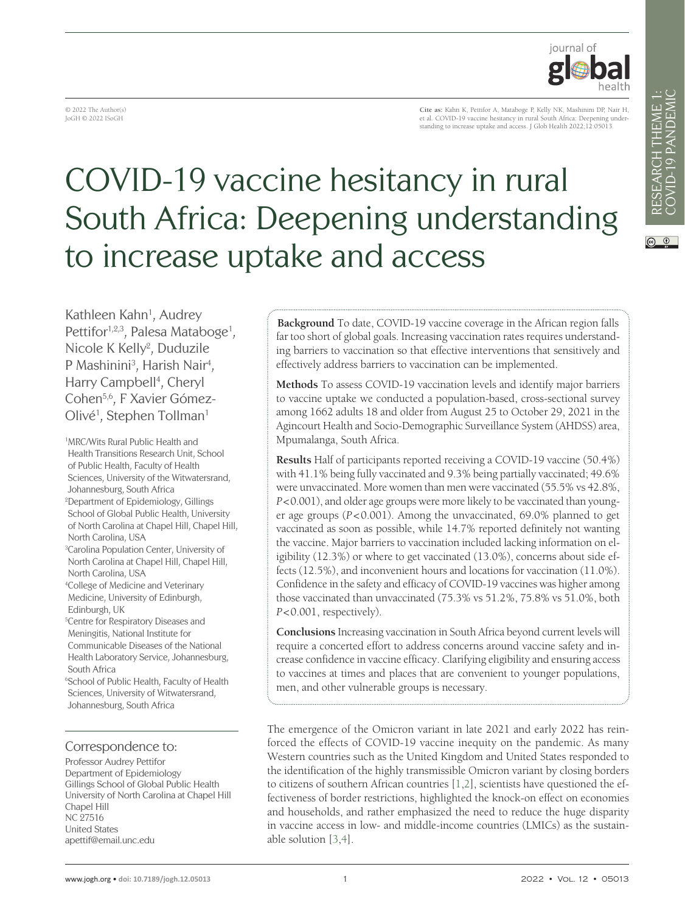© 2022 The Author(s)
JoGH © 2022 ISoGH

**Cite as:** Kahn K, Pettifor A, Mataboge P, Kelly NK, Mashinini DP, Nair H, et al. COVID-19 vaccine hesitancy in rural South Africa: Deepening understanding to increase uptake and access. J Glob Health 2022;12:05013.

# COVID-19 vaccine hesitancy in rural South Africa: Deepening understanding to increase uptake and access

Kathleen Kahn[1], Audrey Pettifor[1,2,3], Palesa Mataboge[1], Nicole K Kelly[2], Duduzile P Mashinini[3], Harish Nair[4], Harry Campbell[4], Cheryl Cohen[5,6], F Xavier Gómez-Olivé[1], Stephen Tollman[1]

[1]MRC/Wits Rural Public Health and Health Transitions Research Unit, School of Public Health, Faculty of Health Sciences, University of the Witwatersrand, Johannesburg, South Africa
[2]Department of Epidemiology, Gillings School of Global Public Health, University of North Carolina at Chapel Hill, Chapel Hill, North Carolina, USA
[3]Carolina Population Center, University of North Carolina at Chapel Hill, Chapel Hill, North Carolina, USA
[4]College of Medicine and Veterinary Medicine, University of Edinburgh, Edinburgh, UK
[5]Centre for Respiratory Diseases and Meningitis, National Institute for Communicable Diseases of the National Health Laboratory Service, Johannesburg, South Africa
[6]School of Public Health, Faculty of Health Sciences, University of Witwatersrand, Johannesburg, South Africa

**Correspondence to:**
Professor Audrey Pettifor
Department of Epidemiology
Gillings School of Global Public Health
University of North Carolina at Chapel Hill
Chapel Hill
NC 27516
United States
apettif@email.unc.edu

**Background** To date, COVID-19 vaccine coverage in the African region falls far too short of global goals. Increasing vaccination rates requires understanding barriers to vaccination so that effective interventions that sensitively and effectively address barriers to vaccination can be implemented.

**Methods** To assess COVID-19 vaccination levels and identify major barriers to vaccine uptake we conducted a population-based, cross-sectional survey among 1662 adults 18 and older from August 25 to October 29, 2021 in the Agincourt Health and Socio-Demographic Surveillance System (AHDSS) area, Mpumalanga, South Africa.

**Results** Half of participants reported receiving a COVID-19 vaccine (50.4%) with 41.1% being fully vaccinated and 9.3% being partially vaccinated; 49.6% were unvaccinated. More women than men were vaccinated (55.5% vs 42.8%, $P<0.001$), and older age groups were more likely to be vaccinated than younger age groups ($P<0.001$). Among the unvaccinated, 69.0% planned to get vaccinated as soon as possible, while 14.7% reported definitely not wanting the vaccine. Major barriers to vaccination included lacking information on eligibility (12.3%) or where to get vaccinated (13.0%), concerns about side effects (12.5%), and inconvenient hours and locations for vaccination (11.0%). Confidence in the safety and efficacy of COVID-19 vaccines was higher among those vaccinated than unvaccinated (75.3% vs 51.2%, 75.8% vs 51.0%, both $P<0.001$, respectively).

**Conclusions** Increasing vaccination in South Africa beyond current levels will require a concerted effort to address concerns around vaccine safety and increase confidence in vaccine efficacy. Clarifying eligibility and ensuring access to vaccines at times and places that are convenient to younger populations, men, and other vulnerable groups is necessary.

The emergence of the Omicron variant in late 2021 and early 2022 has reinforced the effects of COVID-19 vaccine inequity on the pandemic. As many Western countries such as the United Kingdom and United States responded to the identification of the highly transmissible Omicron variant by closing borders to citizens of southern African countries [1,2], scientists have questioned the effectiveness of border restrictions, highlighted the knock-on effect on economies and households, and rather emphasized the need to reduce the huge disparity in vaccine access in low- and middle-income countries (LMICs) as the sustainable solution [3,4].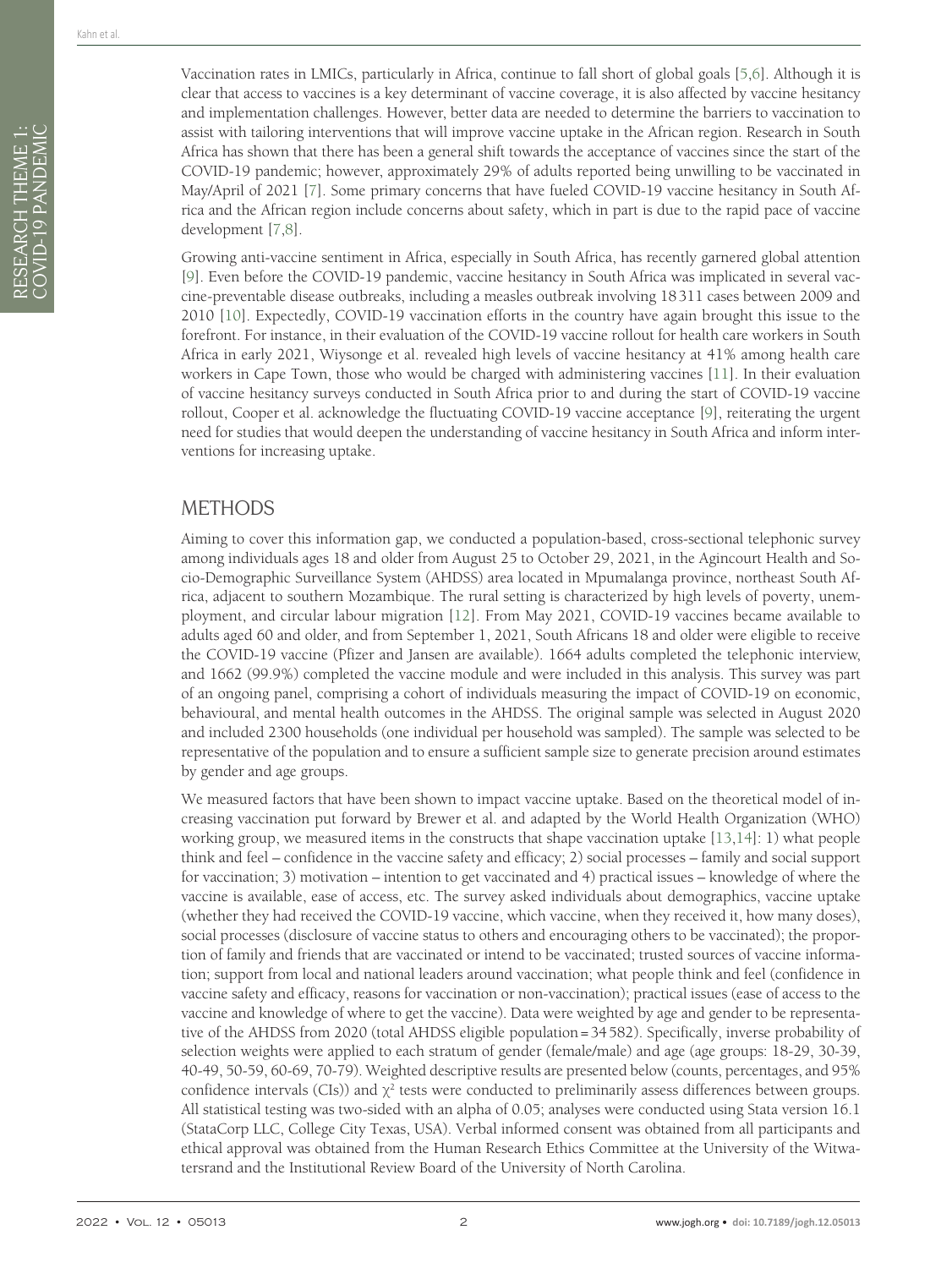Vaccination rates in LMICs, particularly in Africa, continue to fall short of global goals [5,6]. Although it is clear that access to vaccines is a key determinant of vaccine coverage, it is also affected by vaccine hesitancy and implementation challenges. However, better data are needed to determine the barriers to vaccination to assist with tailoring interventions that will improve vaccine uptake in the African region. Research in South Africa has shown that there has been a general shift towards the acceptance of vaccines since the start of the COVID-19 pandemic; however, approximately 29% of adults reported being unwilling to be vaccinated in May/April of 2021 [7]. Some primary concerns that have fueled COVID-19 vaccine hesitancy in South Africa and the African region include concerns about safety, which in part is due to the rapid pace of vaccine development [7,8].

Growing anti-vaccine sentiment in Africa, especially in South Africa, has recently garnered global attention [9]. Even before the COVID-19 pandemic, vaccine hesitancy in South Africa was implicated in several vaccine-preventable disease outbreaks, including a measles outbreak involving 18311 cases between 2009 and 2010 [10]. Expectedly, COVID-19 vaccination efforts in the country have again brought this issue to the forefront. For instance, in their evaluation of the COVID-19 vaccine rollout for health care workers in South Africa in early 2021, Wiysonge et al. revealed high levels of vaccine hesitancy at 41% among health care workers in Cape Town, those who would be charged with administering vaccines [11]. In their evaluation of vaccine hesitancy surveys conducted in South Africa prior to and during the start of COVID-19 vaccine rollout, Cooper et al. acknowledge the fluctuating COVID-19 vaccine acceptance [9], reiterating the urgent need for studies that would deepen the understanding of vaccine hesitancy in South Africa and inform interventions for increasing uptake.

## METHODS

Aiming to cover this information gap, we conducted a population-based, cross-sectional telephonic survey among individuals ages 18 and older from August 25 to October 29, 2021, in the Agincourt Health and Socio-Demographic Surveillance System (AHDSS) area located in Mpumalanga province, northeast South Africa, adjacent to southern Mozambique. The rural setting is characterized by high levels of poverty, unemployment, and circular labour migration [12]. From May 2021, COVID-19 vaccines became available to adults aged 60 and older, and from September 1, 2021, South Africans 18 and older were eligible to receive the COVID-19 vaccine (Pfizer and Jansen are available). 1664 adults completed the telephonic interview, and 1662 (99.9%) completed the vaccine module and were included in this analysis. This survey was part of an ongoing panel, comprising a cohort of individuals measuring the impact of COVID-19 on economic, behavioural, and mental health outcomes in the AHDSS. The original sample was selected in August 2020 and included 2300 households (one individual per household was sampled). The sample was selected to be representative of the population and to ensure a sufficient sample size to generate precision around estimates by gender and age groups.

We measured factors that have been shown to impact vaccine uptake. Based on the theoretical model of increasing vaccination put forward by Brewer et al. and adapted by the World Health Organization (WHO) working group, we measured items in the constructs that shape vaccination uptake [13,14]: 1) what people think and feel – confidence in the vaccine safety and efficacy; 2) social processes – family and social support for vaccination; 3) motivation – intention to get vaccinated and 4) practical issues – knowledge of where the vaccine is available, ease of access, etc. The survey asked individuals about demographics, vaccine uptake (whether they had received the COVID-19 vaccine, which vaccine, when they received it, how many doses), social processes (disclosure of vaccine status to others and encouraging others to be vaccinated); the proportion of family and friends that are vaccinated or intend to be vaccinated; trusted sources of vaccine information; support from local and national leaders around vaccination; what people think and feel (confidence in vaccine safety and efficacy, reasons for vaccination or non-vaccination); practical issues (ease of access to the vaccine and knowledge of where to get the vaccine). Data were weighted by age and gender to be representative of the AHDSS from 2020 (total AHDSS eligible population = 34582). Specifically, inverse probability of selection weights were applied to each stratum of gender (female/male) and age (age groups: 18-29, 30-39, 40-49, 50-59, 60-69, 70-79). Weighted descriptive results are presented below (counts, percentages, and 95% confidence intervals (CIs)) and $\chi^2$ tests were conducted to preliminarily assess differences between groups. All statistical testing was two-sided with an alpha of 0.05; analyses were conducted using Stata version 16.1 (StataCorp LLC, College City Texas, USA). Verbal informed consent was obtained from all participants and ethical approval was obtained from the Human Research Ethics Committee at the University of the Witwatersrand and the Institutional Review Board of the University of North Carolina.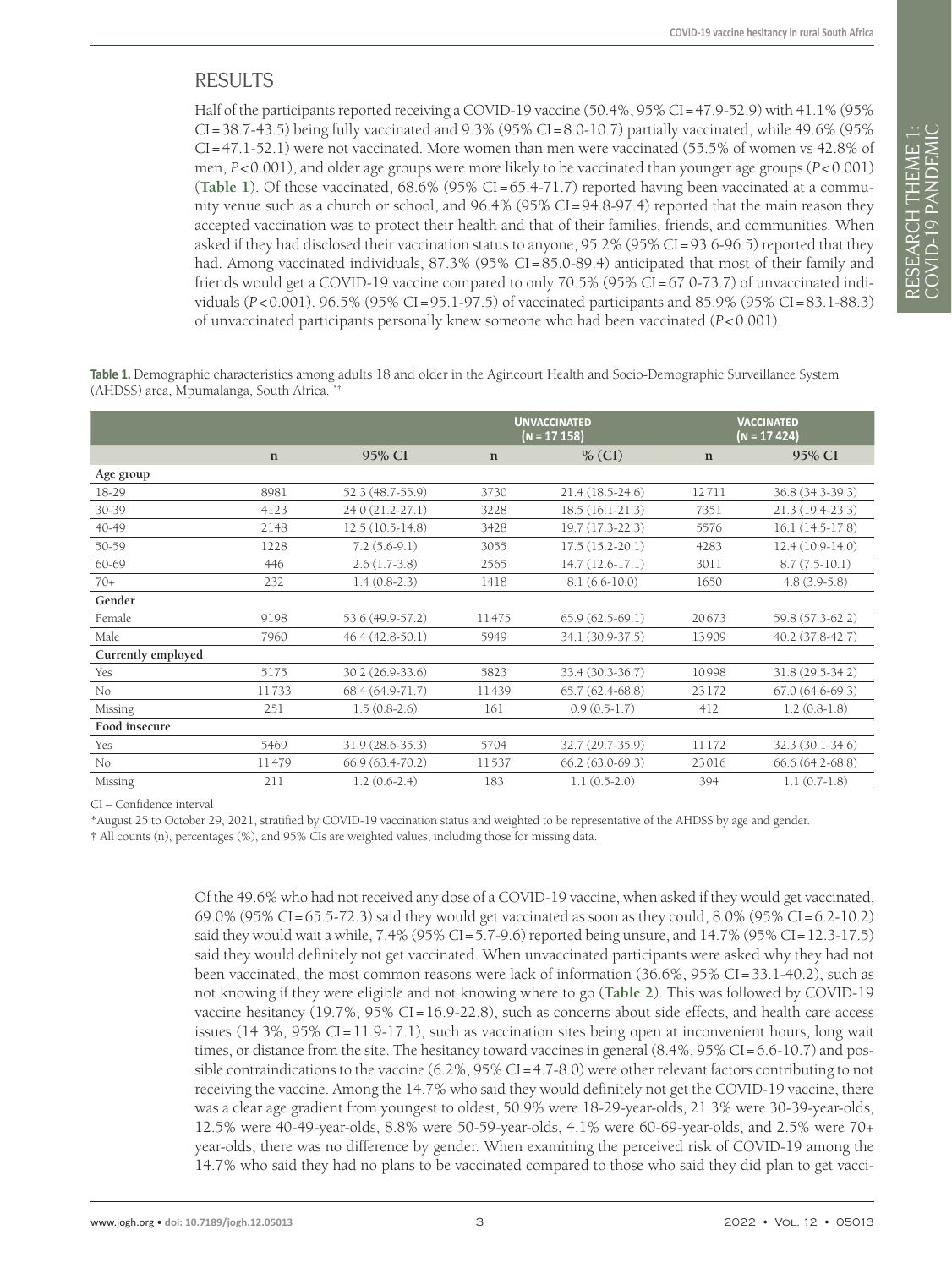## RESULTS

Half of the participants reported receiving a COVID-19 vaccine (50.4%, 95% CI = 47.9-52.9) with 41.1% (95% CI = 38.7-43.5) being fully vaccinated and 9.3% (95% CI = 8.0-10.7) partially vaccinated, while 49.6% (95% CI = 47.1-52.1) were not vaccinated. More women than men were vaccinated (55.5% of women vs 42.8% of men, *P* < 0.001), and older age groups were more likely to be vaccinated than younger age groups (*P* < 0.001) (**Table 1**). Of those vaccinated, 68.6% (95% CI = 65.4-71.7) reported having been vaccinated at a community venue such as a church or school, and 96.4% (95% CI = 94.8-97.4) reported that the main reason they accepted vaccination was to protect their health and that of their families, friends, and communities. When asked if they had disclosed their vaccination status to anyone, 95.2% (95% CI = 93.6-96.5) reported that they had. Among vaccinated individuals, 87.3% (95% CI = 85.0-89.4) anticipated that most of their family and friends would get a COVID-19 vaccine compared to only 70.5% (95% CI = 67.0-73.7) of unvaccinated individuals (*P* < 0.001). 96.5% (95% CI = 95.1-97.5) of vaccinated participants and 85.9% (95% CI = 83.1-88.3) of unvaccinated participants personally knew someone who had been vaccinated (*P* < 0.001).

**Table 1.** Demographic characteristics among adults 18 and older in the Agincourt Health and Socio-Demographic Surveillance System (AHDSS) area, Mpumalanga, South Africa. *†

| | | | Unvaccinated (N = 17 158) | | Vaccinated (N = 17 424) | |
|---|---|---|---|---|---|---|
| | n | 95% CI | n | % (CI) | n | 95% CI |
| **Age group** | | | | | | |
| 18-29 | 8981 | 52.3 (48.7-55.9) | 3730 | 21.4 (18.5-24.6) | 12711 | 36.8 (34.3-39.3) |
| 30-39 | 4123 | 24.0 (21.2-27.1) | 3228 | 18.5 (16.1-21.3) | 7351 | 21.3 (19.4-23.3) |
| 40-49 | 2148 | 12.5 (10.5-14.8) | 3428 | 19.7 (17.3-22.3) | 5576 | 16.1 (14.5-17.8) |
| 50-59 | 1228 | 7.2 (5.6-9.1) | 3055 | 17.5 (15.2-20.1) | 4283 | 12.4 (10.9-14.0) |
| 60-69 | 446 | 2.6 (1.7-3.8) | 2565 | 14.7 (12.6-17.1) | 3011 | 8.7 (7.5-10.1) |
| 70+ | 232 | 1.4 (0.8-2.3) | 1418 | 8.1 (6.6-10.0) | 1650 | 4.8 (3.9-5.8) |
| **Gender** | | | | | | |
| Female | 9198 | 53.6 (49.9-57.2) | 11475 | 65.9 (62.5-69.1) | 20673 | 59.8 (57.3-62.2) |
| Male | 7960 | 46.4 (42.8-50.1) | 5949 | 34.1 (30.9-37.5) | 13909 | 40.2 (37.8-42.7) |
| **Currently employed** | | | | | | |
| Yes | 5175 | 30.2 (26.9-33.6) | 5823 | 33.4 (30.3-36.7) | 10998 | 31.8 (29.5-34.2) |
| No | 11733 | 68.4 (64.9-71.7) | 11439 | 65.7 (62.4-68.8) | 23172 | 67.0 (64.6-69.3) |
| Missing | 251 | 1.5 (0.8-2.6) | 161 | 0.9 (0.5-1.7) | 412 | 1.2 (0.8-1.8) |
| **Food insecure** | | | | | | |
| Yes | 5469 | 31.9 (28.6-35.3) | 5704 | 32.7 (29.7-35.9) | 11172 | 32.3 (30.1-34.6) |
| No | 11479 | 66.9 (63.4-70.2) | 11537 | 66.2 (63.0-69.3) | 23016 | 66.6 (64.2-68.8) |
| Missing | 211 | 1.2 (0.6-2.4) | 183 | 1.1 (0.5-2.0) | 394 | 1.1 (0.7-1.8) |

CI – Confidence interval

*August 25 to October 29, 2021, stratified by COVID-19 vaccination status and weighted to be representative of the AHDSS by age and gender.

† All counts (n), percentages (%), and 95% CIs are weighted values, including those for missing data.

Of the 49.6% who had not received any dose of a COVID-19 vaccine, when asked if they would get vaccinated, 69.0% (95% CI = 65.5-72.3) said they would get vaccinated as soon as they could, 8.0% (95% CI = 6.2-10.2) said they would wait a while, 7.4% (95% CI = 5.7-9.6) reported being unsure, and 14.7% (95% CI = 12.3-17.5) said they would definitely not get vaccinated. When unvaccinated participants were asked why they had not been vaccinated, the most common reasons were lack of information (36.6%, 95% CI = 33.1-40.2), such as not knowing if they were eligible and not knowing where to go (**Table 2**). This was followed by COVID-19 vaccine hesitancy (19.7%, 95% CI = 16.9-22.8), such as concerns about side effects, and health care access issues (14.3%, 95% CI = 11.9-17.1), such as vaccination sites being open at inconvenient hours, long wait times, or distance from the site. The hesitancy toward vaccines in general (8.4%, 95% CI = 6.6-10.7) and possible contraindications to the vaccine (6.2%, 95% CI = 4.7-8.0) were other relevant factors contributing to not receiving the vaccine. Among the 14.7% who said they would definitely not get the COVID-19 vaccine, there was a clear age gradient from youngest to oldest, 50.9% were 18-29-year-olds, 21.3% were 30-39-year-olds, 12.5% were 40-49-year-olds, 8.8% were 50-59-year-olds, 4.1% were 60-69-year-olds, and 2.5% were 70+ year-olds; there was no difference by gender. When examining the perceived risk of COVID-19 among the 14.7% who said they had no plans to be vaccinated compared to those who said they did plan to get vacci-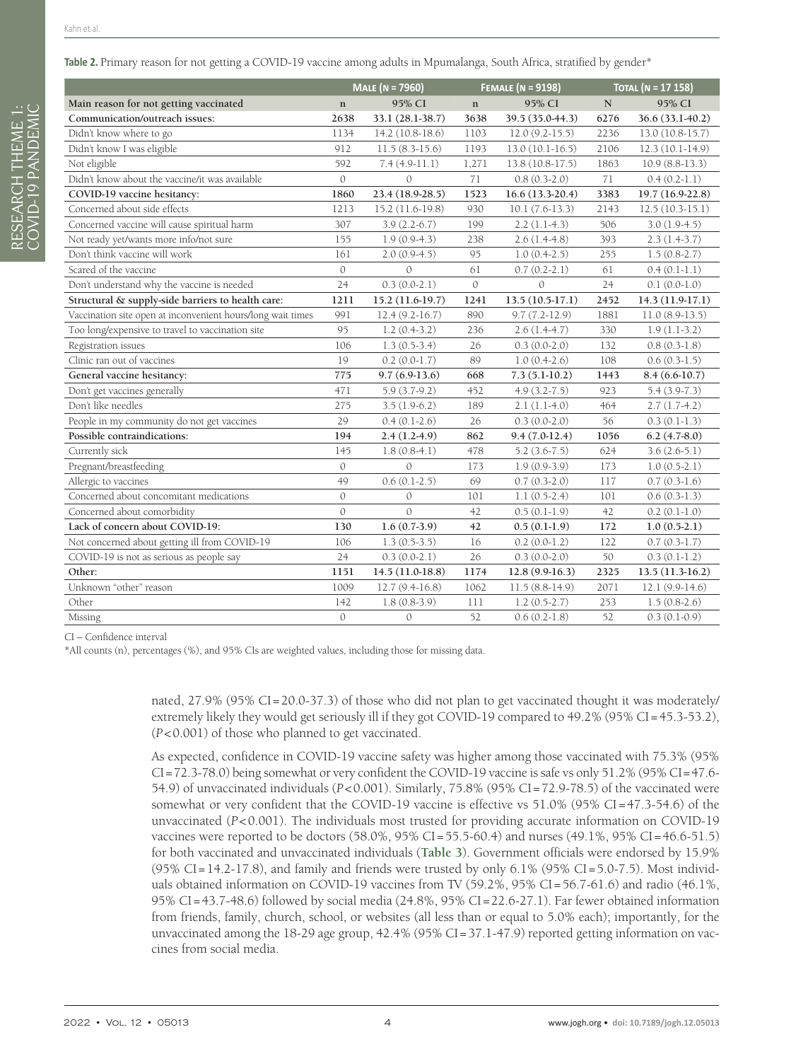**Table 2.** Primary reason for not getting a COVID-19 vaccine among adults in Mpumalanga, South Africa, stratified by gender*

| | Male (n = 7960) | | Female (n = 9198) | | Total (n = 17 158) | |
|---|---|---|---|---|---|---|
| **Main reason for not getting vaccinated** | **n** | **95% CI** | **n** | **95% CI** | **N** | **95% CI** |
| **Communication/outreach issues:** | **2638** | **33.1 (28.1-38.7)** | **3638** | **39.5 (35.0-44.3)** | **6276** | **36.6 (33.1-40.2)** |
| Didn't know where to go | 1134 | 14.2 (10.8-18.6) | 1103 | 12.0 (9.2-15.5) | 2236 | 13.0 (10.8-15.7) |
| Didn't know I was eligible | 912 | 11.5 (8.3-15.6) | 1193 | 13.0 (10.1-16.5) | 2106 | 12.3 (10.1-14.9) |
| Not eligible | 592 | 7.4 (4.9-11.1) | 1,271 | 13.8 (10.8-17.5) | 1863 | 10.9 (8.8-13.3) |
| Didn't know about the vaccine/it was available | 0 | 0 | 71 | 0.8 (0.3-2.0) | 71 | 0.4 (0.2-1.1) |
| **COVID-19 vaccine hesitancy:** | **1860** | **23.4 (18.9-28.5)** | **1523** | **16.6 (13.3-20.4)** | **3383** | **19.7 (16.9-22.8)** |
| Concerned about side effects | 1213 | 15.2 (11.6-19.8) | 930 | 10.1 (7.6-13.3) | 2143 | 12.5 (10.3-15.1) |
| Concerned vaccine will cause spiritual harm | 307 | 3.9 (2.2-6.7) | 199 | 2.2 (1.1-4.3) | 506 | 3.0 (1.9-4.5) |
| Not ready yet/wants more info/not sure | 155 | 1.9 (0.9-4.3) | 238 | 2.6 (1.4-4.8) | 393 | 2.3 (1.4-3.7) |
| Don't think vaccine will work | 161 | 2.0 (0.9-4.5) | 95 | 1.0 (0.4-2.5) | 255 | 1.5 (0.8-2.7) |
| Scared of the vaccine | 0 | 0 | 61 | 0.7 (0.2-2.1) | 61 | 0.4 (0.1-1.1) |
| Don't understand why the vaccine is needed | 24 | 0.3 (0.0-2.1) | 0 | 0 | 24 | 0.1 (0.0-1.0) |
| **Structural & supply-side barriers to health care:** | **1211** | **15.2 (11.6-19.7)** | **1241** | **13.5 (10.5-17.1)** | **2452** | **14.3 (11.9-17.1)** |
| Vaccination site open at inconvenient hours/long wait times | 991 | 12.4 (9.2-16.7) | 890 | 9.7 (7.2-12.9) | 1881 | 11.0 (8.9-13.5) |
| Too long/expensive to travel to vaccination site | 95 | 1.2 (0.4-3.2) | 236 | 2.6 (1.4-4.7) | 330 | 1.9 (1.1-3.2) |
| Registration issues | 106 | 1.3 (0.5-3.4) | 26 | 0.3 (0.0-2.0) | 132 | 0.8 (0.3-1.8) |
| Clinic ran out of vaccines | 19 | 0.2 (0.0-1.7) | 89 | 1.0 (0.4-2.6) | 108 | 0.6 (0.3-1.5) |
| **General vaccine hesitancy:** | **775** | **9.7 (6.9-13.6)** | **668** | **7.3 (5.1-10.2)** | **1443** | **8.4 (6.6-10.7)** |
| Don't get vaccines generally | 471 | 5.9 (3.7-9.2) | 452 | 4.9 (3.2-7.5) | 923 | 5.4 (3.9-7.3) |
| Don't like needles | 275 | 3.5 (1.9-6.2) | 189 | 2.1 (1.1-4.0) | 464 | 2.7 (1.7-4.2) |
| People in my community do not get vaccines | 29 | 0.4 (0.1-2.6) | 26 | 0.3 (0.0-2.0) | 56 | 0.3 (0.1-1.3) |
| **Possible contraindications:** | **194** | **2.4 (1.2-4.9)** | **862** | **9.4 (7.0-12.4)** | **1056** | **6.2 (4.7-8.0)** |
| Currently sick | 145 | 1.8 (0.8-4.1) | 478 | 5.2 (3.6-7.5) | 624 | 3.6 (2.6-5.1) |
| Pregnant/breastfeeding | 0 | 0 | 173 | 1.9 (0.9-3.9) | 173 | 1.0 (0.5-2.1) |
| Allergic to vaccines | 49 | 0.6 (0.1-2.5) | 69 | 0.7 (0.3-2.0) | 117 | 0.7 (0.3-1.6) |
| Concerned about concomitant medications | 0 | 0 | 101 | 1.1 (0.5-2.4) | 101 | 0.6 (0.3-1.3) |
| Concerned about comorbidity | 0 | 0 | 42 | 0.5 (0.1-1.9) | 42 | 0.2 (0.1-1.0) |
| **Lack of concern about COVID-19:** | **130** | **1.6 (0.7-3.9)** | **42** | **0.5 (0.1-1.9)** | **172** | **1.0 (0.5-2.1)** |
| Not concerned about getting ill from COVID-19 | 106 | 1.3 (0.5-3.5) | 16 | 0.2 (0.0-1.2) | 122 | 0.7 (0.3-1.7) |
| COVID-19 is not as serious as people say | 24 | 0.3 (0.0-2.1) | 26 | 0.3 (0.0-2.0) | 50 | 0.3 (0.1-1.2) |
| **Other:** | **1151** | **14.5 (11.0-18.8)** | **1174** | **12.8 (9.9-16.3)** | **2325** | **13.5 (11.3-16.2)** |
| Unknown "other" reason | 1009 | 12.7 (9.4-16.8) | 1062 | 11.5 (8.8-14.9) | 2071 | 12.1 (9.9-14.6) |
| Other | 142 | 1.8 (0.8-3.9) | 111 | 1.2 (0.5-2.7) | 253 | 1.5 (0.8-2.6) |
| Missing | 0 | 0 | 52 | 0.6 (0.2-1.8) | 52 | 0.3 (0.1-0.9) |

CI – Confidence interval

*All counts (n), percentages (%), and 95% CIs are weighted values, including those for missing data.

nated, 27.9% (95% CI = 20.0-37.3) of those who did not plan to get vaccinated thought it was moderately/extremely likely they would get seriously ill if they got COVID-19 compared to 49.2% (95% CI = 45.3-53.2), ($P<0.001$) of those who planned to get vaccinated.

As expected, confidence in COVID-19 vaccine safety was higher among those vaccinated with 75.3% (95% CI = 72.3-78.0) being somewhat or very confident the COVID-19 vaccine is safe vs only 51.2% (95% CI = 47.6-54.9) of unvaccinated individuals ($P<0.001$). Similarly, 75.8% (95% CI = 72.9-78.5) of the vaccinated were somewhat or very confident that the COVID-19 vaccine is effective vs 51.0% (95% CI = 47.3-54.6) of the unvaccinated ($P<0.001$). The individuals most trusted for providing accurate information on COVID-19 vaccines were reported to be doctors (58.0%, 95% CI = 55.5-60.4) and nurses (49.1%, 95% CI = 46.6-51.5) for both vaccinated and unvaccinated individuals (**Table 3**). Government officials were endorsed by 15.9% (95% CI = 14.2-17.8), and family and friends were trusted by only 6.1% (95% CI = 5.0-7.5). Most individuals obtained information on COVID-19 vaccines from TV (59.2%, 95% CI = 56.7-61.6) and radio (46.1%, 95% CI = 43.7-48.6) followed by social media (24.8%, 95% CI = 22.6-27.1). Far fewer obtained information from friends, family, church, school, or websites (all less than or equal to 5.0% each); importantly, for the unvaccinated among the 18-29 age group, 42.4% (95% CI = 37.1-47.9) reported getting information on vaccines from social media.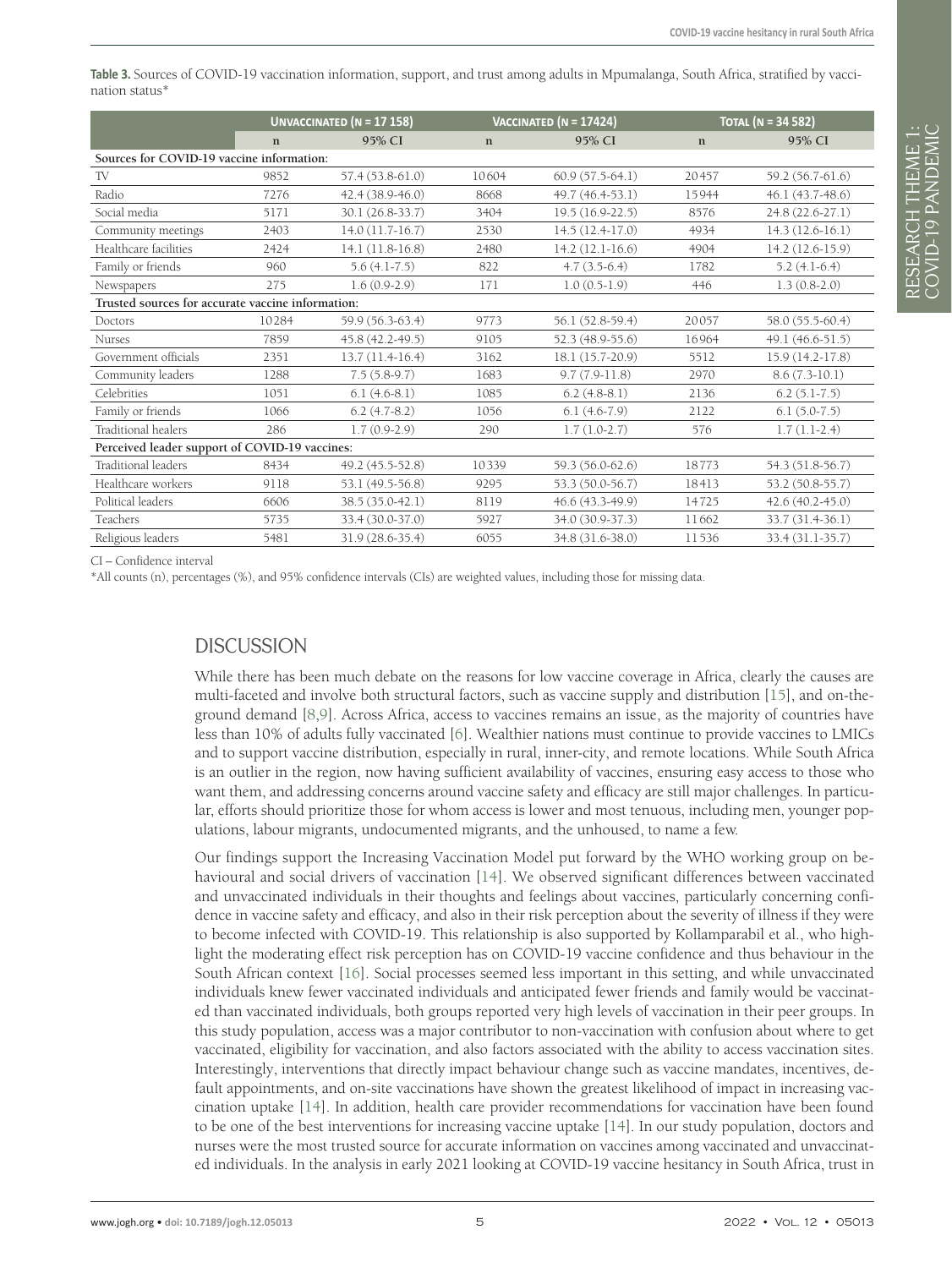**Table 3.** Sources of COVID-19 vaccination information, support, and trust among adults in Mpumalanga, South Africa, stratified by vaccination status*

| | Unvaccinated (n = 17 158) | | Vaccinated (n = 17424) | | Total (n = 34 582) | |
|---|---|---|---|---|---|---|
| | n | 95% CI | n | 95% CI | n | 95% CI |
| **Sources for COVID-19 vaccine information:** | | | | | | |
| TV | 9852 | 57.4 (53.8-61.0) | 10604 | 60.9 (57.5-64.1) | 20457 | 59.2 (56.7-61.6) |
| Radio | 7276 | 42.4 (38.9-46.0) | 8668 | 49.7 (46.4-53.1) | 15944 | 46.1 (43.7-48.6) |
| Social media | 5171 | 30.1 (26.8-33.7) | 3404 | 19.5 (16.9-22.5) | 8576 | 24.8 (22.6-27.1) |
| Community meetings | 2403 | 14.0 (11.7-16.7) | 2530 | 14.5 (12.4-17.0) | 4934 | 14.3 (12.6-16.1) |
| Healthcare facilities | 2424 | 14.1 (11.8-16.8) | 2480 | 14.2 (12.1-16.6) | 4904 | 14.2 (12.6-15.9) |
| Family or friends | 960 | 5.6 (4.1-7.5) | 822 | 4.7 (3.5-6.4) | 1782 | 5.2 (4.1-6.4) |
| Newspapers | 275 | 1.6 (0.9-2.9) | 171 | 1.0 (0.5-1.9) | 446 | 1.3 (0.8-2.0) |
| **Trusted sources for accurate vaccine information:** | | | | | | |
| Doctors | 10284 | 59.9 (56.3-63.4) | 9773 | 56.1 (52.8-59.4) | 20057 | 58.0 (55.5-60.4) |
| Nurses | 7859 | 45.8 (42.2-49.5) | 9105 | 52.3 (48.9-55.6) | 16964 | 49.1 (46.6-51.5) |
| Government officials | 2351 | 13.7 (11.4-16.4) | 3162 | 18.1 (15.7-20.9) | 5512 | 15.9 (14.2-17.8) |
| Community leaders | 1288 | 7.5 (5.8-9.7) | 1683 | 9.7 (7.9-11.8) | 2970 | 8.6 (7.3-10.1) |
| Celebrities | 1051 | 6.1 (4.6-8.1) | 1085 | 6.2 (4.8-8.1) | 2136 | 6.2 (5.1-7.5) |
| Family or friends | 1066 | 6.2 (4.7-8.2) | 1056 | 6.1 (4.6-7.9) | 2122 | 6.1 (5.0-7.5) |
| Traditional healers | 286 | 1.7 (0.9-2.9) | 290 | 1.7 (1.0-2.7) | 576 | 1.7 (1.1-2.4) |
| **Perceived leader support of COVID-19 vaccines:** | | | | | | |
| Traditional leaders | 8434 | 49.2 (45.5-52.8) | 10339 | 59.3 (56.0-62.6) | 18773 | 54.3 (51.8-56.7) |
| Healthcare workers | 9118 | 53.1 (49.5-56.8) | 9295 | 53.3 (50.0-56.7) | 18413 | 53.2 (50.8-55.7) |
| Political leaders | 6606 | 38.5 (35.0-42.1) | 8119 | 46.6 (43.3-49.9) | 14725 | 42.6 (40.2-45.0) |
| Teachers | 5735 | 33.4 (30.0-37.0) | 5927 | 34.0 (30.9-37.3) | 11662 | 33.7 (31.4-36.1) |
| Religious leaders | 5481 | 31.9 (28.6-35.4) | 6055 | 34.8 (31.6-38.0) | 11536 | 33.4 (31.1-35.7) |

CI – Confidence interval

*All counts (n), percentages (%), and 95% confidence intervals (CIs) are weighted values, including those for missing data.

## DISCUSSION

While there has been much debate on the reasons for low vaccine coverage in Africa, clearly the causes are multi-faceted and involve both structural factors, such as vaccine supply and distribution [15], and on-the-ground demand [8,9]. Across Africa, access to vaccines remains an issue, as the majority of countries have less than 10% of adults fully vaccinated [6]. Wealthier nations must continue to provide vaccines to LMICs and to support vaccine distribution, especially in rural, inner-city, and remote locations. While South Africa is an outlier in the region, now having sufficient availability of vaccines, ensuring easy access to those who want them, and addressing concerns around vaccine safety and efficacy are still major challenges. In particular, efforts should prioritize those for whom access is lower and most tenuous, including men, younger populations, labour migrants, undocumented migrants, and the unhoused, to name a few.

Our findings support the Increasing Vaccination Model put forward by the WHO working group on behavioural and social drivers of vaccination [14]. We observed significant differences between vaccinated and unvaccinated individuals in their thoughts and feelings about vaccines, particularly concerning confidence in vaccine safety and efficacy, and also in their risk perception about the severity of illness if they were to become infected with COVID-19. This relationship is also supported by Kollamparabil et al., who highlight the moderating effect risk perception has on COVID-19 vaccine confidence and thus behaviour in the South African context [16]. Social processes seemed less important in this setting, and while unvaccinated individuals knew fewer vaccinated individuals and anticipated fewer friends and family would be vaccinated than vaccinated individuals, both groups reported very high levels of vaccination in their peer groups. In this study population, access was a major contributor to non-vaccination with confusion about where to get vaccinated, eligibility for vaccination, and also factors associated with the ability to access vaccination sites. Interestingly, interventions that directly impact behaviour change such as vaccine mandates, incentives, default appointments, and on-site vaccinations have shown the greatest likelihood of impact in increasing vaccination uptake [14]. In addition, health care provider recommendations for vaccination have been found to be one of the best interventions for increasing vaccine uptake [14]. In our study population, doctors and nurses were the most trusted source for accurate information on vaccines among vaccinated and unvaccinated individuals. In the analysis in early 2021 looking at COVID-19 vaccine hesitancy in South Africa, trust in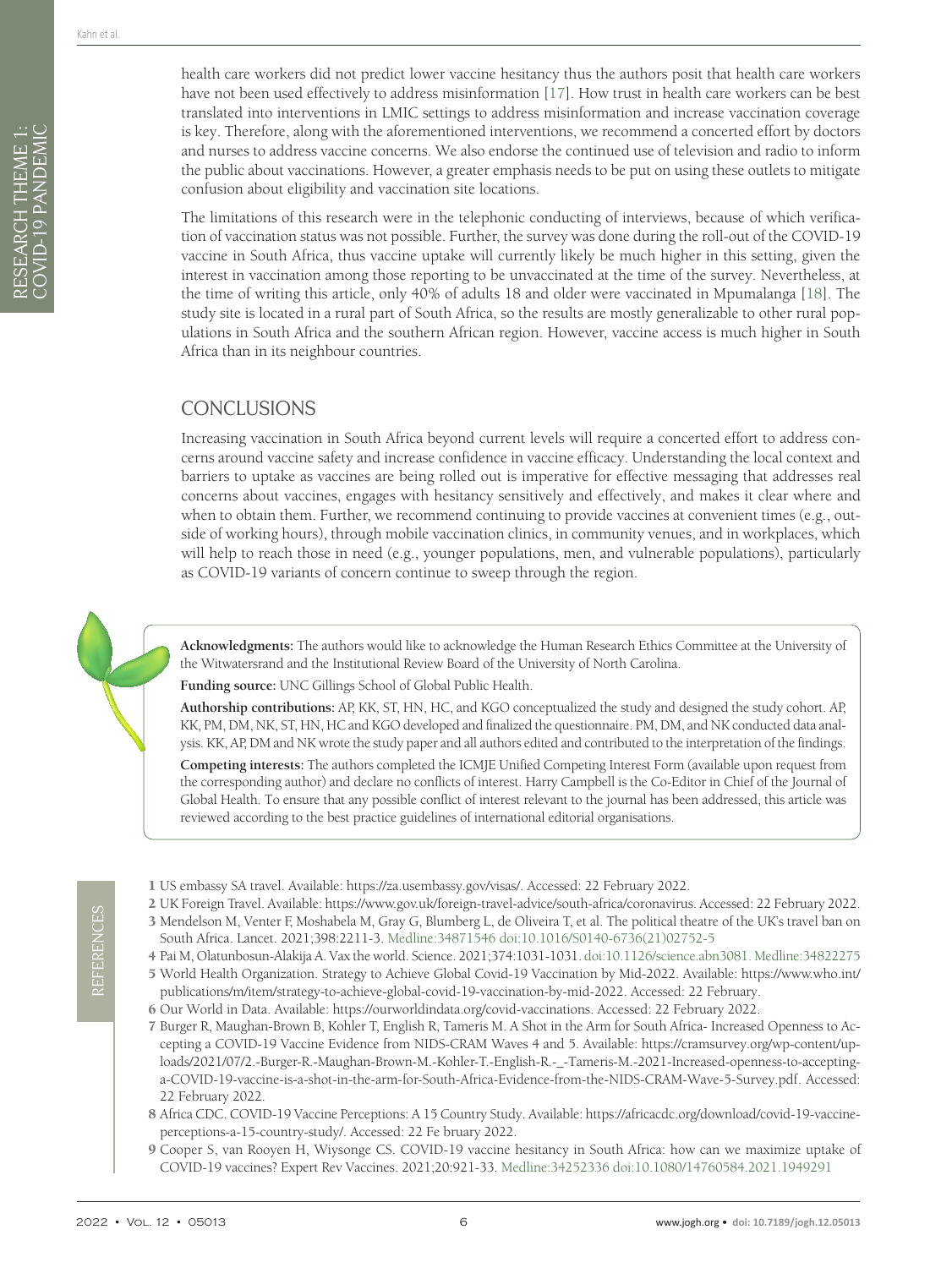health care workers did not predict lower vaccine hesitancy thus the authors posit that health care workers have not been used effectively to address misinformation [17]. How trust in health care workers can be best translated into interventions in LMIC settings to address misinformation and increase vaccination coverage is key. Therefore, along with the aforementioned interventions, we recommend a concerted effort by doctors and nurses to address vaccine concerns. We also endorse the continued use of television and radio to inform the public about vaccinations. However, a greater emphasis needs to be put on using these outlets to mitigate confusion about eligibility and vaccination site locations.

The limitations of this research were in the telephonic conducting of interviews, because of which verification of vaccination status was not possible. Further, the survey was done during the roll-out of the COVID-19 vaccine in South Africa, thus vaccine uptake will currently likely be much higher in this setting, given the interest in vaccination among those reporting to be unvaccinated at the time of the survey. Nevertheless, at the time of writing this article, only 40% of adults 18 and older were vaccinated in Mpumalanga [18]. The study site is located in a rural part of South Africa, so the results are mostly generalizable to other rural populations in South Africa and the southern African region. However, vaccine access is much higher in South Africa than in its neighbour countries.

## CONCLUSIONS

Increasing vaccination in South Africa beyond current levels will require a concerted effort to address concerns around vaccine safety and increase confidence in vaccine efficacy. Understanding the local context and barriers to uptake as vaccines are being rolled out is imperative for effective messaging that addresses real concerns about vaccines, engages with hesitancy sensitively and effectively, and makes it clear where and when to obtain them. Further, we recommend continuing to provide vaccines at convenient times (e.g., outside of working hours), through mobile vaccination clinics, in community venues, and in workplaces, which will help to reach those in need (e.g., younger populations, men, and vulnerable populations), particularly as COVID-19 variants of concern continue to sweep through the region.

**Acknowledgments:** The authors would like to acknowledge the Human Research Ethics Committee at the University of the Witwatersrand and the Institutional Review Board of the University of North Carolina.

**Funding source:** UNC Gillings School of Global Public Health.

**Authorship contributions:** AP, KK, ST, HN, HC, and KGO conceptualized the study and designed the study cohort. AP, KK, PM, DM, NK, ST, HN, HC and KGO developed and finalized the questionnaire. PM, DM, and NK conducted data analysis. KK, AP, DM and NK wrote the study paper and all authors edited and contributed to the interpretation of the findings.

**Competing interests:** The authors completed the ICMJE Unified Competing Interest Form (available upon request from the corresponding author) and declare no conflicts of interest. Harry Campbell is the Co-Editor in Chief of the Journal of Global Health. To ensure that any possible conflict of interest relevant to the journal has been addressed, this article was reviewed according to the best practice guidelines of international editorial organisations.

## REFERENCES

1 US embassy SA travel. Available: https://za.usembassy.gov/visas/. Accessed: 22 February 2022.

2 UK Foreign Travel. Available: https://www.gov.uk/foreign-travel-advice/south-africa/coronavirus. Accessed: 22 February 2022.

3 Mendelson M, Venter F, Moshabela M, Gray G, Blumberg L, de Oliveira T, et al. The political theatre of the UK's travel ban on South Africa. Lancet. 2021;398:2211-3. Medline:34871546 doi:10.1016/S0140-6736(21)02752-5

4 Pai M, Olatunbosun-Alakija A. Vax the world. Science. 2021;374:1031-1031. doi:10.1126/science.abn3081. Medline:34822275

5 World Health Organization. Strategy to Achieve Global Covid-19 Vaccination by Mid-2022. Available: https://www.who.int/publications/m/item/strategy-to-achieve-global-covid-19-vaccination-by-mid-2022. Accessed: 22 February.

6 Our World in Data. Available: https://ourworldindata.org/covid-vaccinations. Accessed: 22 February 2022.

7 Burger R, Maughan-Brown B, Kohler T, English R, Tameris M. A Shot in the Arm for South Africa- Increased Openness to Accepting a COVID-19 Vaccine Evidence from NIDS-CRAM Waves 4 and 5. Available: https://cramsurvey.org/wp-content/uploads/2021/07/2.-Burger-R.-Maughan-Brown-M.-Kohler-T.-English-R.-_-Tameris-M.-2021-Increased-openness-to-accepting-a-COVID-19-vaccine-is-a-shot-in-the-arm-for-South-Africa-Evidence-from-the-NIDS-CRAM-Wave-5-Survey.pdf. Accessed: 22 February 2022.

8 Africa CDC. COVID-19 Vaccine Perceptions: A 15 Country Study. Available: https://africacdc.org/download/covid-19-vaccine-perceptions-a-15-country-study/. Accessed: 22 Fe bruary 2022.

9 Cooper S, van Rooyen H, Wiysonge CS. COVID-19 vaccine hesitancy in South Africa: how can we maximize uptake of COVID-19 vaccines? Expert Rev Vaccines. 2021;20:921-33. Medline:34252336 doi:10.1080/14760584.2021.1949291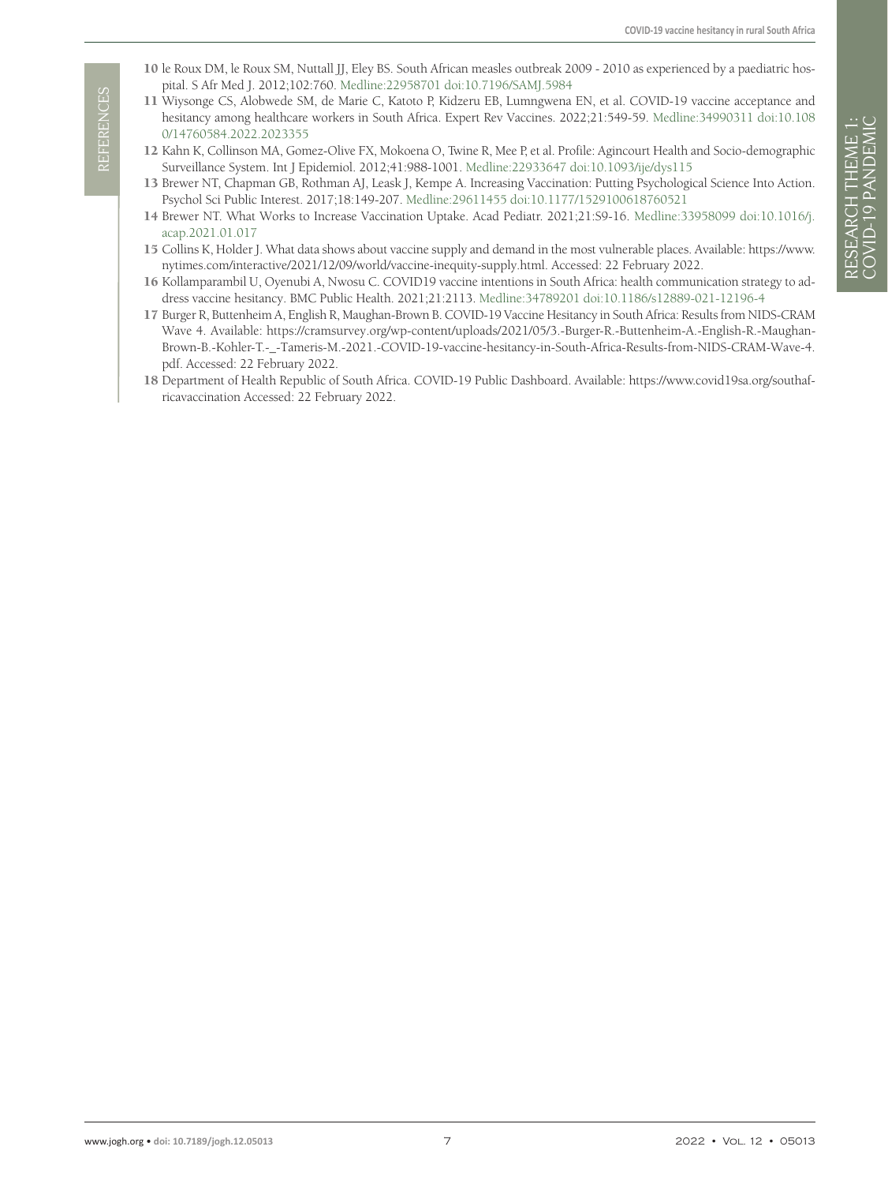10 le Roux DM, le Roux SM, Nuttall JJ, Eley BS. South African measles outbreak 2009 - 2010 as experienced by a paediatric hospital. S Afr Med J. 2012;102:760. Medline:22958701 doi:10.7196/SAMJ.5984

11 Wiysonge CS, Alobwede SM, de Marie C, Katoto P, Kidzeru EB, Lumngwena EN, et al. COVID-19 vaccine acceptance and hesitancy among healthcare workers in South Africa. Expert Rev Vaccines. 2022;21:549-59. Medline:34990311 doi:10.1080/14760584.2022.2023355

12 Kahn K, Collinson MA, Gomez-Olive FX, Mokoena O, Twine R, Mee P, et al. Profile: Agincourt Health and Socio-demographic Surveillance System. Int J Epidemiol. 2012;41:988-1001. Medline:22933647 doi:10.1093/ije/dys115

13 Brewer NT, Chapman GB, Rothman AJ, Leask J, Kempe A. Increasing Vaccination: Putting Psychological Science Into Action. Psychol Sci Public Interest. 2017;18:149-207. Medline:29611455 doi:10.1177/1529100618760521

14 Brewer NT. What Works to Increase Vaccination Uptake. Acad Pediatr. 2021;21:S9-16. Medline:33958099 doi:10.1016/j.acap.2021.01.017

15 Collins K, Holder J. What data shows about vaccine supply and demand in the most vulnerable places. Available: https://www.nytimes.com/interactive/2021/12/09/world/vaccine-inequity-supply.html. Accessed: 22 February 2022.

16 Kollamparambil U, Oyenubi A, Nwosu C. COVID19 vaccine intentions in South Africa: health communication strategy to address vaccine hesitancy. BMC Public Health. 2021;21:2113. Medline:34789201 doi:10.1186/s12889-021-12196-4

17 Burger R, Buttenheim A, English R, Maughan-Brown B. COVID-19 Vaccine Hesitancy in South Africa: Results from NIDS-CRAM Wave 4. Available: https://cramsurvey.org/wp-content/uploads/2021/05/3.-Burger-R.-Buttenheim-A.-English-R.-Maughan-Brown-B.-Kohler-T.-_-Tameris-M.-2021.-COVID-19-vaccine-hesitancy-in-South-Africa-Results-from-NIDS-CRAM-Wave-4.pdf. Accessed: 22 February 2022.

18 Department of Health Republic of South Africa. COVID-19 Public Dashboard. Available: https://www.covid19sa.org/southafricavaccination Accessed: 22 February 2022.